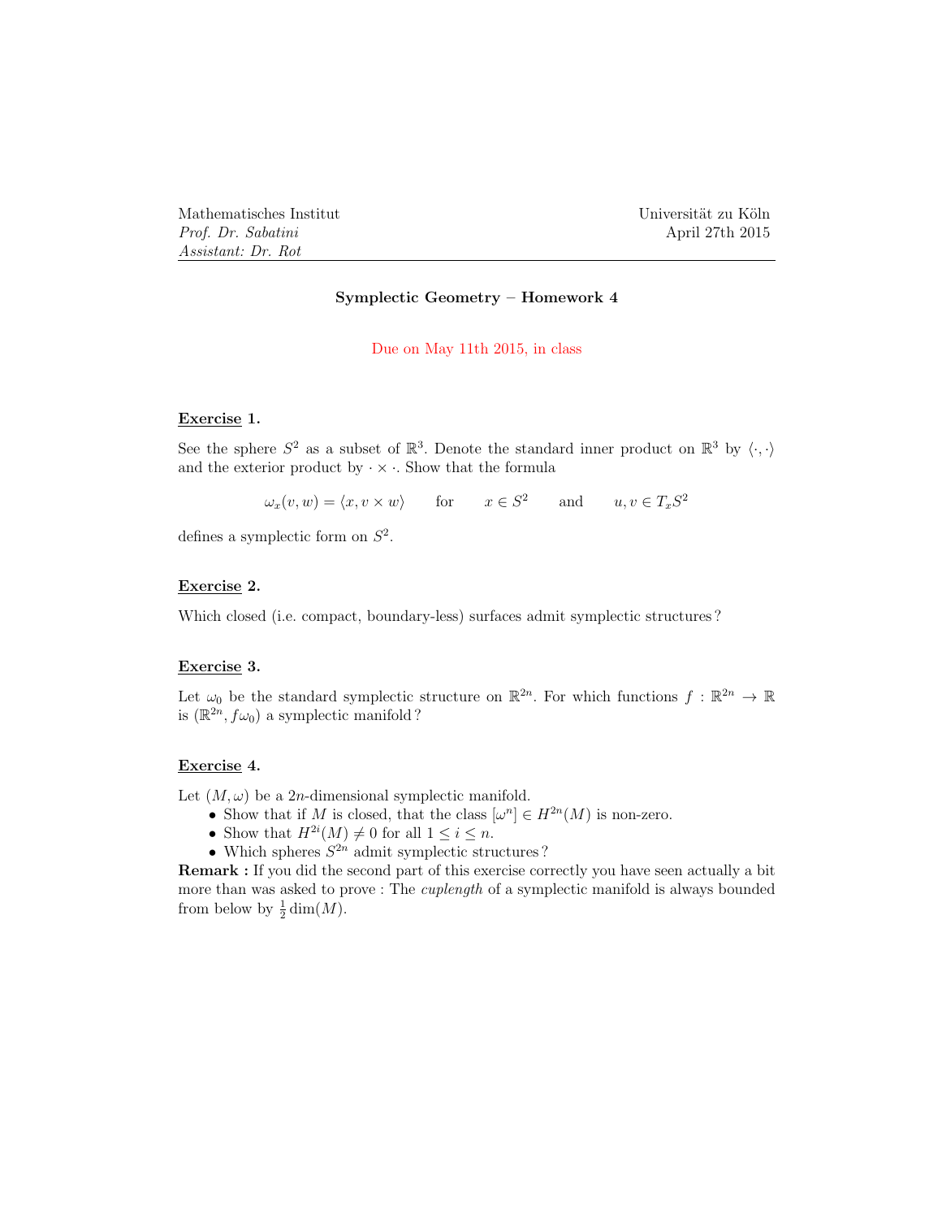Mathematisches Institut
*Prof. Dr. Sabatini*
*Assistant: Dr. Rot*

Universität zu Köln
April 27th 2015

---

**Symplectic Geometry – Homework 4**

Due on May 11th 2015, in class

## Exercise 1.

See the sphere $S^2$ as a subset of $\mathbb{R}^3$. Denote the standard inner product on $\mathbb{R}^3$ by $\langle \cdot, \cdot \rangle$ and the exterior product by $\cdot \times \cdot$. Show that the formula

$$\omega_x(v, w) = \langle x, v \times w \rangle \qquad \text{for} \qquad x \in S^2 \qquad \text{and} \qquad u, v \in T_x S^2$$

defines a symplectic form on $S^2$.

## Exercise 2.

Which closed (i.e. compact, boundary-less) surfaces admit symplectic structures ?

## Exercise 3.

Let $\omega_0$ be the standard symplectic structure on $\mathbb{R}^{2n}$. For which functions $f : \mathbb{R}^{2n} \to \mathbb{R}$ is $(\mathbb{R}^{2n}, f\omega_0)$ a symplectic manifold ?

## Exercise 4.

Let $(M, \omega)$ be a $2n$-dimensional symplectic manifold.

- Show that if $M$ is closed, that the class $[\omega^n] \in H^{2n}(M)$ is non-zero.
- Show that $H^{2i}(M) \neq 0$ for all $1 \leq i \leq n$.
- Which spheres $S^{2n}$ admit symplectic structures ?

**Remark :** If you did the second part of this exercise correctly you have seen actually a bit more than was asked to prove : The *cuplength* of a symplectic manifold is always bounded from below by $\frac{1}{2}\dim(M)$.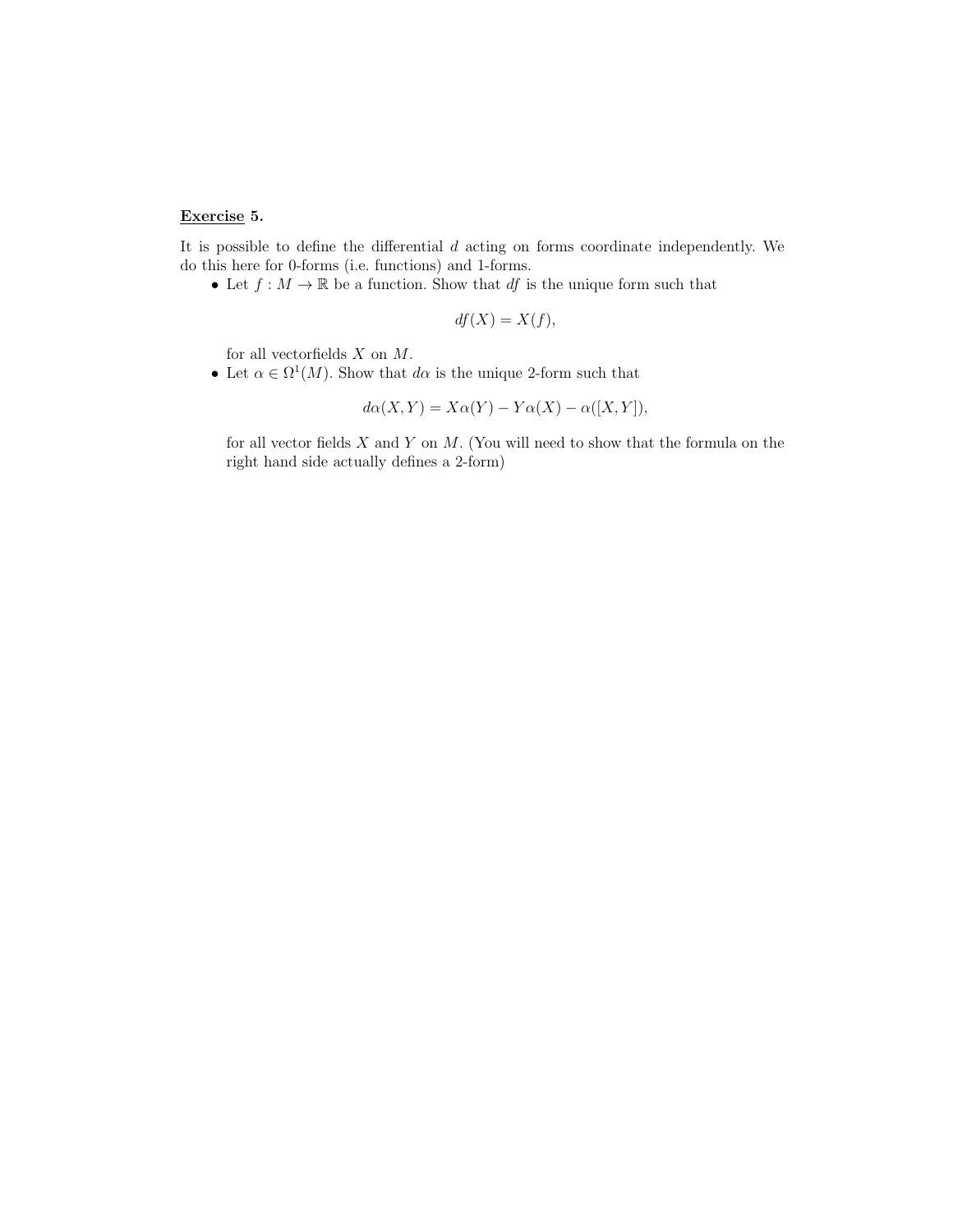**<u>Exercise</u> 5.**

It is possible to define the differential $d$ acting on forms coordinate independently. We do this here for 0-forms (i.e. functions) and 1-forms.

- Let $f : M \to \mathbb{R}$ be a function. Show that $df$ is the unique form such that

$$df(X) = X(f),$$

for all vectorfields $X$ on $M$.

- Let $\alpha \in \Omega^1(M)$. Show that $d\alpha$ is the unique 2-form such that

$$d\alpha(X, Y) = X\alpha(Y) - Y\alpha(X) - \alpha([X, Y]),$$

for all vector fields $X$ and $Y$ on $M$. (You will need to show that the formula on the right hand side actually defines a 2-form)